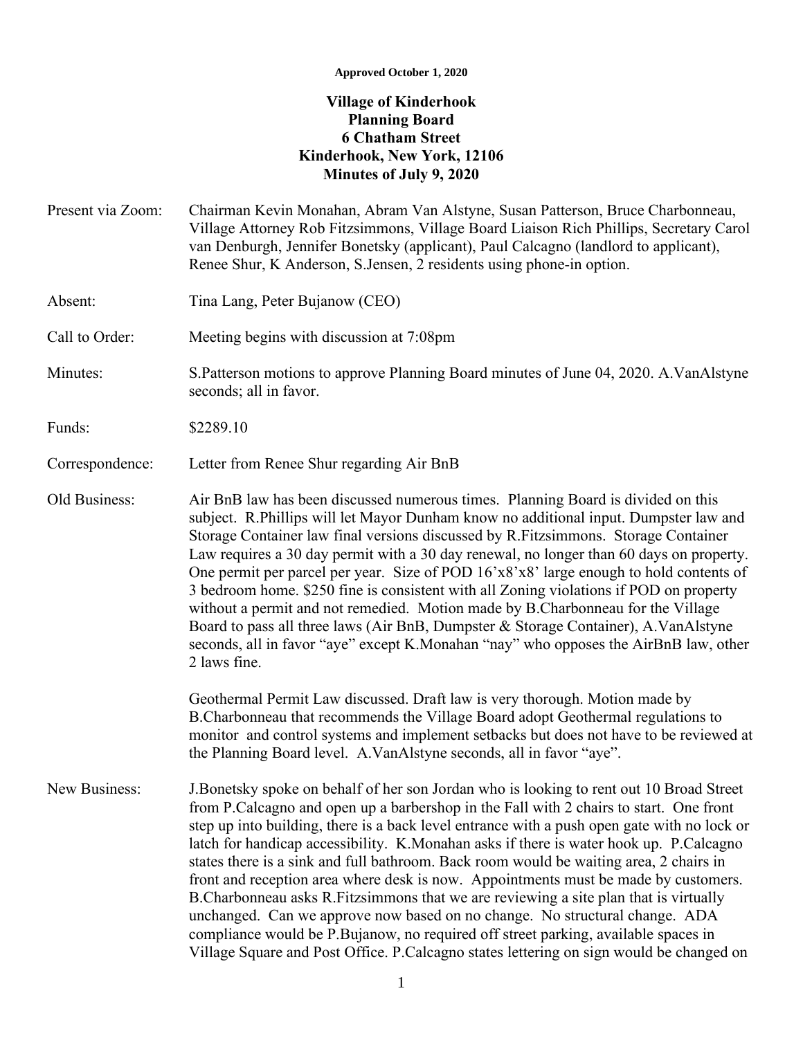**Approved October 1, 2020**

**Village of Kinderhook**
**Planning Board**
**6 Chatham Street**
**Kinderhook, New York, 12106**
**Minutes of July 9, 2020**

Present via Zoom: Chairman Kevin Monahan, Abram Van Alstyne, Susan Patterson, Bruce Charbonneau, Village Attorney Rob Fitzsimmons, Village Board Liaison Rich Phillips, Secretary Carol van Denburgh, Jennifer Bonetsky (applicant), Paul Calcagno (landlord to applicant), Renee Shur, K Anderson, S.Jensen, 2 residents using phone-in option.

Absent: Tina Lang, Peter Bujanow (CEO)

Call to Order: Meeting begins with discussion at 7:08pm

Minutes: S.Patterson motions to approve Planning Board minutes of June 04, 2020. A.VanAlstyne seconds; all in favor.

Funds: $2289.10

Correspondence: Letter from Renee Shur regarding Air BnB

Old Business: Air BnB law has been discussed numerous times. Planning Board is divided on this subject. R.Phillips will let Mayor Dunham know no additional input. Dumpster law and Storage Container law final versions discussed by R.Fitzsimmons. Storage Container Law requires a 30 day permit with a 30 day renewal, no longer than 60 days on property. One permit per parcel per year. Size of POD 16'x8'x8' large enough to hold contents of 3 bedroom home. $250 fine is consistent with all Zoning violations if POD on property without a permit and not remedied. Motion made by B.Charbonneau for the Village Board to pass all three laws (Air BnB, Dumpster & Storage Container), A.VanAlstyne seconds, all in favor "aye" except K.Monahan "nay" who opposes the AirBnB law, other 2 laws fine.

Geothermal Permit Law discussed. Draft law is very thorough. Motion made by B.Charbonneau that recommends the Village Board adopt Geothermal regulations to monitor and control systems and implement setbacks but does not have to be reviewed at the Planning Board level. A.VanAlstyne seconds, all in favor "aye".

New Business: J.Bonetsky spoke on behalf of her son Jordan who is looking to rent out 10 Broad Street from P.Calcagno and open up a barbershop in the Fall with 2 chairs to start. One front step up into building, there is a back level entrance with a push open gate with no lock or latch for handicap accessibility. K.Monahan asks if there is water hook up. P.Calcagno states there is a sink and full bathroom. Back room would be waiting area, 2 chairs in front and reception area where desk is now. Appointments must be made by customers. B.Charbonneau asks R.Fitzsimmons that we are reviewing a site plan that is virtually unchanged. Can we approve now based on no change. No structural change. ADA compliance would be P.Bujanow, no required off street parking, available spaces in Village Square and Post Office. P.Calcagno states lettering on sign would be changed on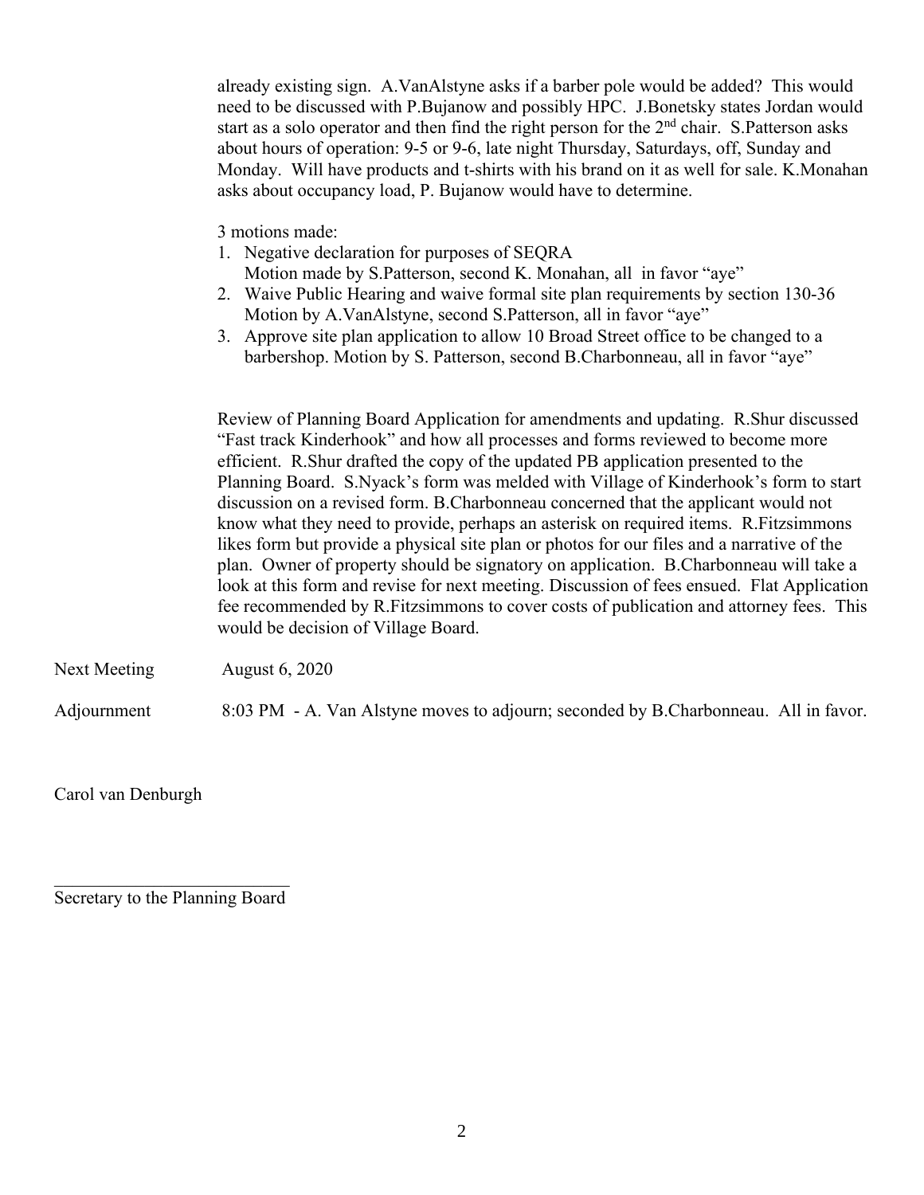already existing sign. A.VanAlstyne asks if a barber pole would be added? This would need to be discussed with P.Bujanow and possibly HPC. J.Bonetsky states Jordan would start as a solo operator and then find the right person for the 2nd chair. S.Patterson asks about hours of operation: 9-5 or 9-6, late night Thursday, Saturdays, off, Sunday and Monday. Will have products and t-shirts with his brand on it as well for sale. K.Monahan asks about occupancy load, P. Bujanow would have to determine.

3 motions made:

1. Negative declaration for purposes of SEQRA
   Motion made by S.Patterson, second K. Monahan, all in favor "aye"
2. Waive Public Hearing and waive formal site plan requirements by section 130-36
   Motion by A.VanAlstyne, second S.Patterson, all in favor "aye"
3. Approve site plan application to allow 10 Broad Street office to be changed to a barbershop. Motion by S. Patterson, second B.Charbonneau, all in favor "aye"

Review of Planning Board Application for amendments and updating. R.Shur discussed "Fast track Kinderhook" and how all processes and forms reviewed to become more efficient. R.Shur drafted the copy of the updated PB application presented to the Planning Board. S.Nyack's form was melded with Village of Kinderhook's form to start discussion on a revised form. B.Charbonneau concerned that the applicant would not know what they need to provide, perhaps an asterisk on required items. R.Fitzsimmons likes form but provide a physical site plan or photos for our files and a narrative of the plan. Owner of property should be signatory on application. B.Charbonneau will take a look at this form and revise for next meeting. Discussion of fees ensued. Flat Application fee recommended by R.Fitzsimmons to cover costs of publication and attorney fees. This would be decision of Village Board.

Next Meeting August 6, 2020

Adjournment 8:03 PM - A. Van Alstyne moves to adjourn; seconded by B.Charbonneau. All in favor.

Carol van Denburgh

Secretary to the Planning Board